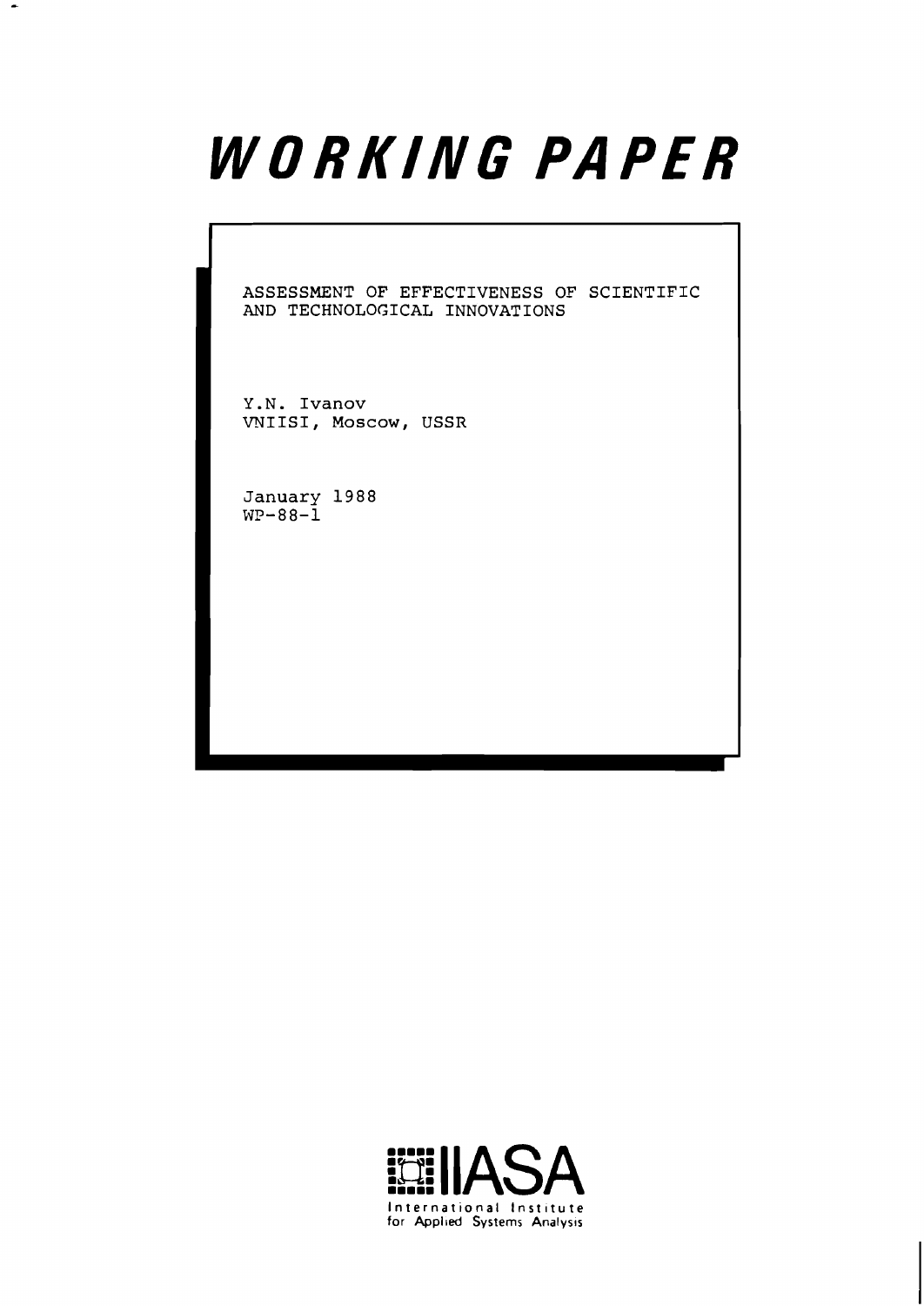# WORKING PAPER

ASSESSMENT OF EFFECTIVENESS OF SCIENTIFIC AND TECHNOLOGICAL INNOVATIONS

Y.N. Ivanov
VNIISI, Moscow, USSR

January 1988
WP-88-1

IIASA
International Institute for Applied Systems Analysis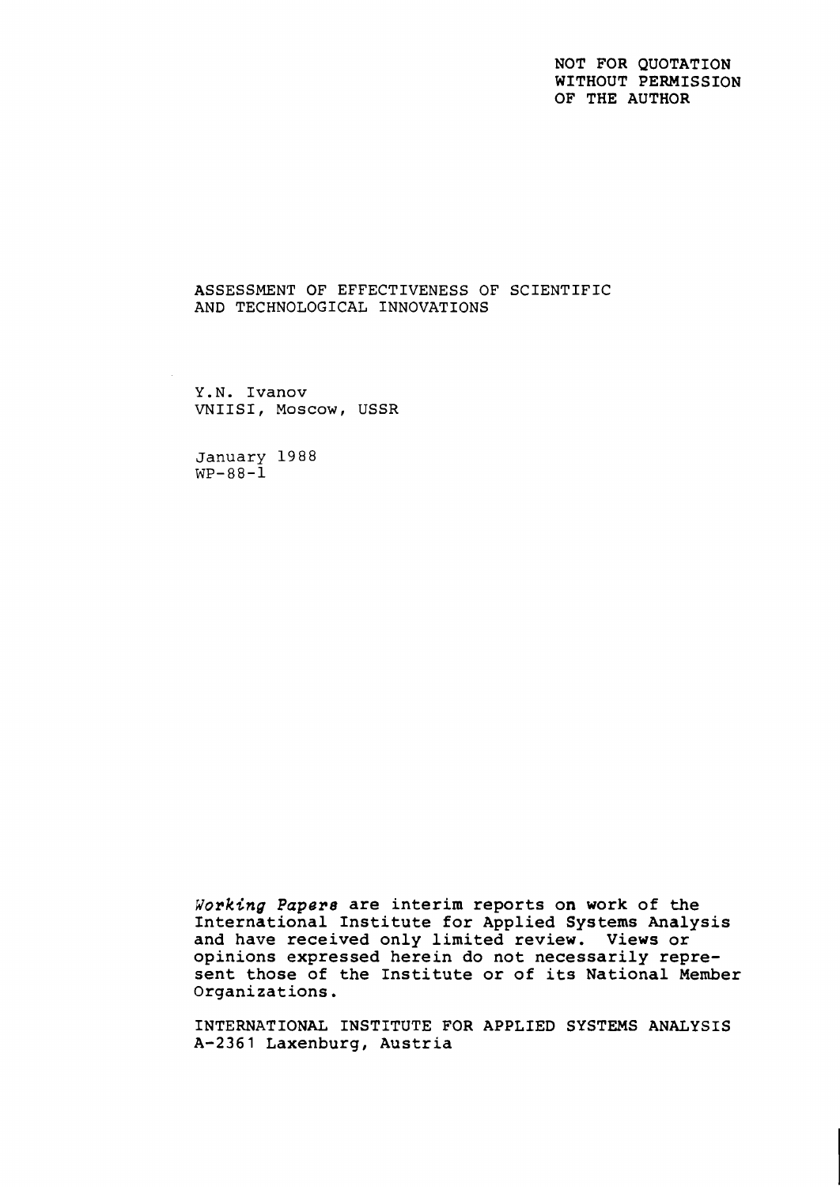NOT FOR QUOTATION
WITHOUT PERMISSION
OF THE AUTHOR

# ASSESSMENT OF EFFECTIVENESS OF SCIENTIFIC AND TECHNOLOGICAL INNOVATIONS

Y.N. Ivanov
VNIISI, Moscow, USSR

January 1988
WP-88-1

*Working Papers* are interim reports on work of the International Institute for Applied Systems Analysis and have received only limited review. Views or opinions expressed herein do not necessarily represent those of the Institute or of its National Member Organizations.

INTERNATIONAL INSTITUTE FOR APPLIED SYSTEMS ANALYSIS
A-2361 Laxenburg, Austria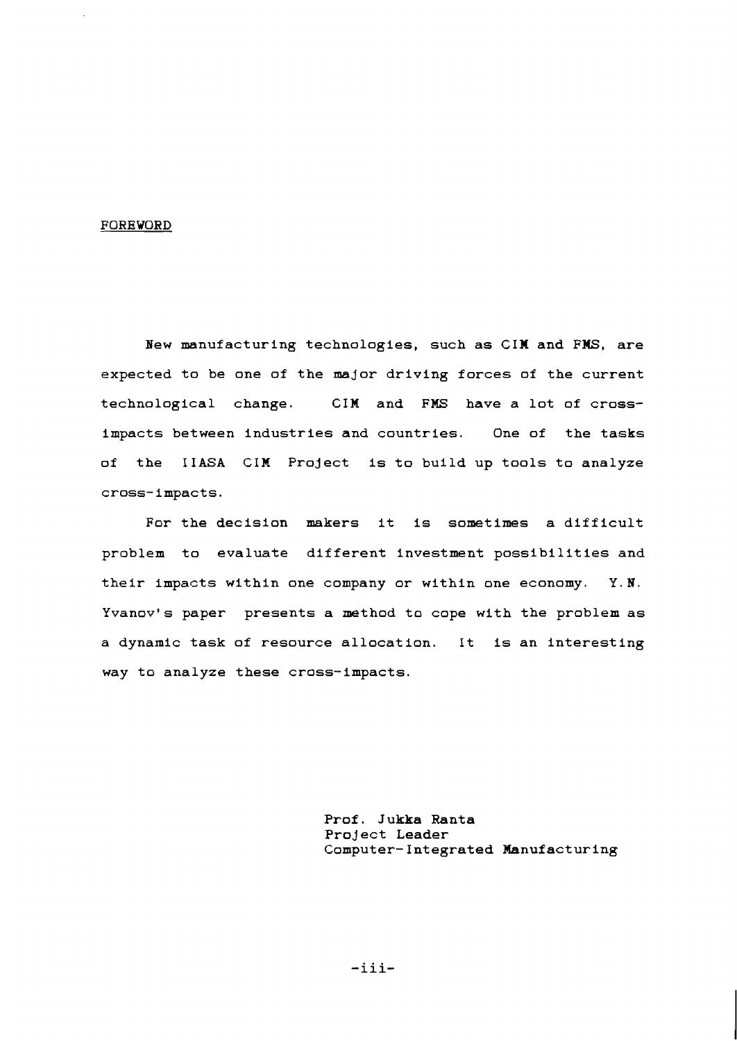## FOREWORD

New manufacturing technologies, such as CIM and FMS, are expected to be one of the major driving forces of the current technological change. CIM and FMS have a lot of cross-impacts between industries and countries. One of the tasks of the IIASA CIM Project is to build up tools to analyze cross-impacts.

For the decision makers it is sometimes a difficult problem to evaluate different investment possibilities and their impacts within one company or within one economy. Y.N. Yvanov's paper presents a method to cope with the problem as a dynamic task of resource allocation. It is an interesting way to analyze these cross-impacts.

Prof. Jukka Ranta  
Project Leader  
Computer-Integrated Manufacturing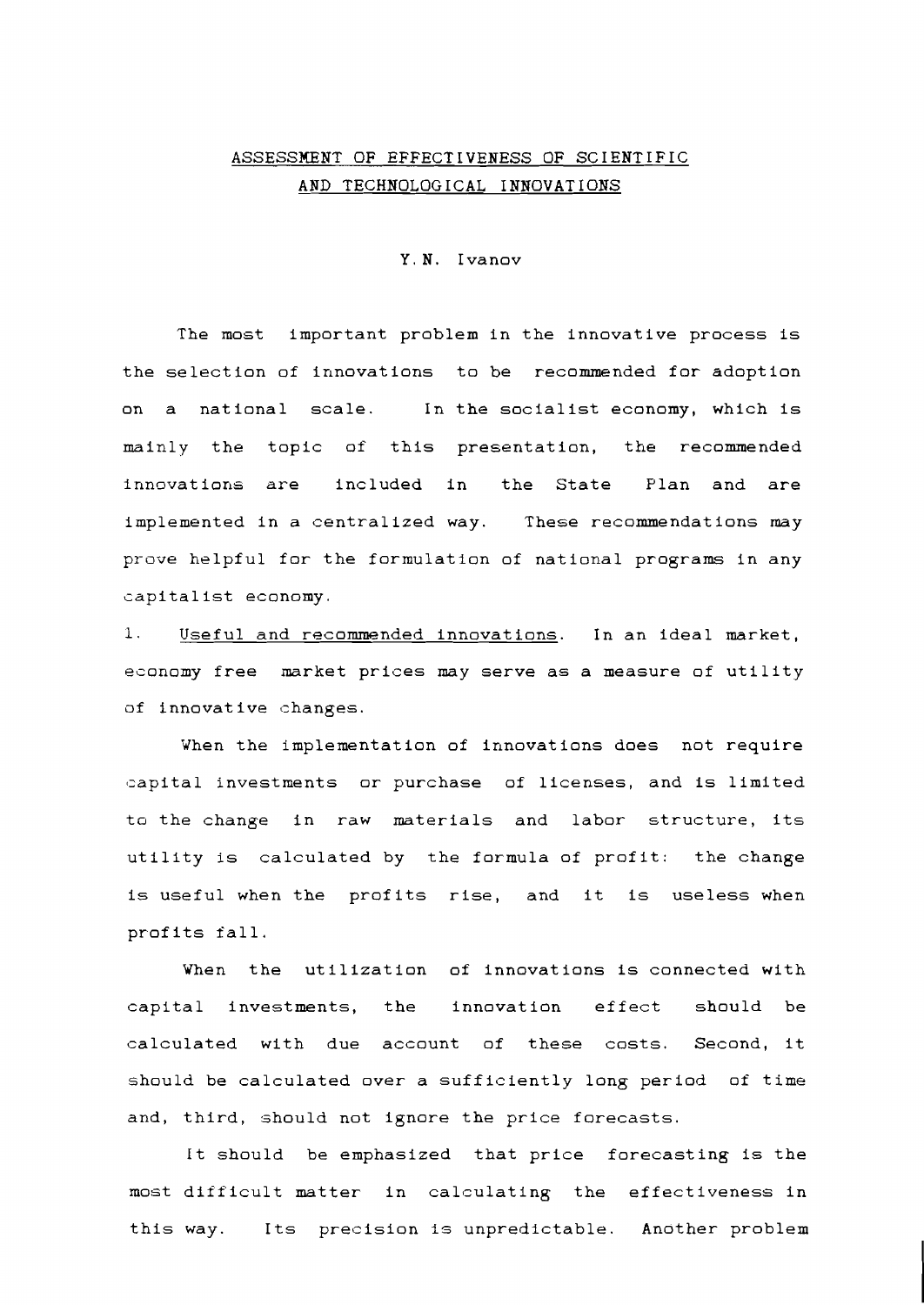# ASSESSMENT OF EFFECTIVENESS OF SCIENTIFIC AND TECHNOLOGICAL INNOVATIONS

Y.N. Ivanov

The most important problem in the innovative process is the selection of innovations to be recommended for adoption on a national scale. In the socialist economy, which is mainly the topic of this presentation, the recommended innovations are included in the State Plan and are implemented in a centralized way. These recommendations may prove helpful for the formulation of national programs in any capitalist economy.

1. Useful and recommended innovations. In an ideal market, economy free market prices may serve as a measure of utility of innovative changes.

When the implementation of innovations does not require capital investments or purchase of licenses, and is limited to the change in raw materials and labor structure, its utility is calculated by the formula of profit: the change is useful when the profits rise, and it is useless when profits fall.

When the utilization of innovations is connected with capital investments, the innovation effect should be calculated with due account of these costs. Second, it should be calculated over a sufficiently long period of time and, third, should not ignore the price forecasts.

It should be emphasized that price forecasting is the most difficult matter in calculating the effectiveness in this way. Its precision is unpredictable. Another problem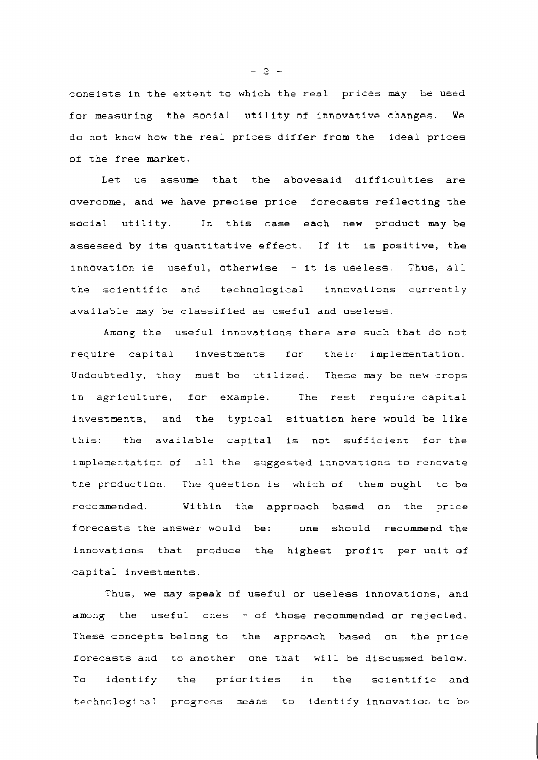consists in the extent to which the real prices may be used for measuring the social utility of innovative changes. We do not know how the real prices differ from the ideal prices of the free market.

Let us assume that the abovesaid difficulties are overcome, and we have precise price forecasts reflecting the social utility. In this case each new product may be assessed by its quantitative effect. If it is positive, the innovation is useful, otherwise - it is useless. Thus, all the scientific and technological innovations currently available may be classified as useful and useless.

Among the useful innovations there are such that do not require capital investments for their implementation. Undoubtedly, they must be utilized. These may be new crops in agriculture, for example. The rest require capital investments, and the typical situation here would be like this: the available capital is not sufficient for the implementation of all the suggested innovations to renovate the production. The question is which of them ought to be recommended. Within the approach based on the price forecasts the answer would be: one should recommend the innovations that produce the highest profit per unit of capital investments.

Thus, we may speak of useful or useless innovations, and among the useful ones - of those recommended or rejected. These concepts belong to the approach based on the price forecasts and to another one that will be discussed below. To identify the priorities in the scientific and technological progress means to identify innovation to be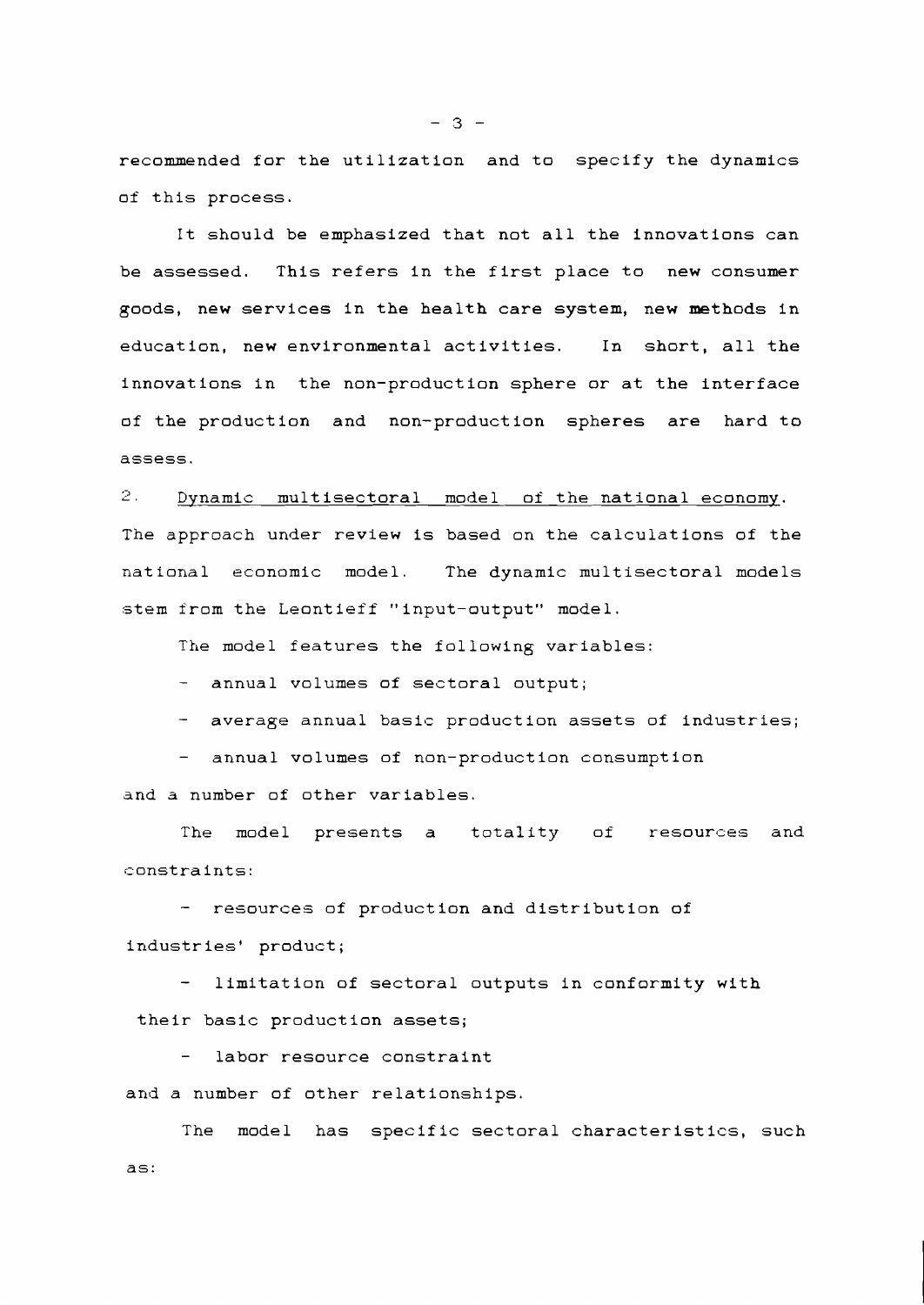recommended for the utilization and to specify the dynamics of this process.

It should be emphasized that not all the innovations can be assessed. This refers in the first place to new consumer goods, new services in the health care system, new methods in education, new environmental activities. In short, all the innovations in the non-production sphere or at the interface of the production and non-production spheres are hard to assess.

2. Dynamic multisectoral model of the national economy. The approach under review is based on the calculations of the national economic model. The dynamic multisectoral models stem from the Leontieff "input-output" model.

The model features the following variables:

- annual volumes of sectoral output;
- average annual basic production assets of industries;
- annual volumes of non-production consumption

and a number of other variables.

The model presents a totality of resources and constraints:

- resources of production and distribution of industries' product;
- limitation of sectoral outputs in conformity with their basic production assets;
- labor resource constraint

and a number of other relationships.

The model has specific sectoral characteristics, such as: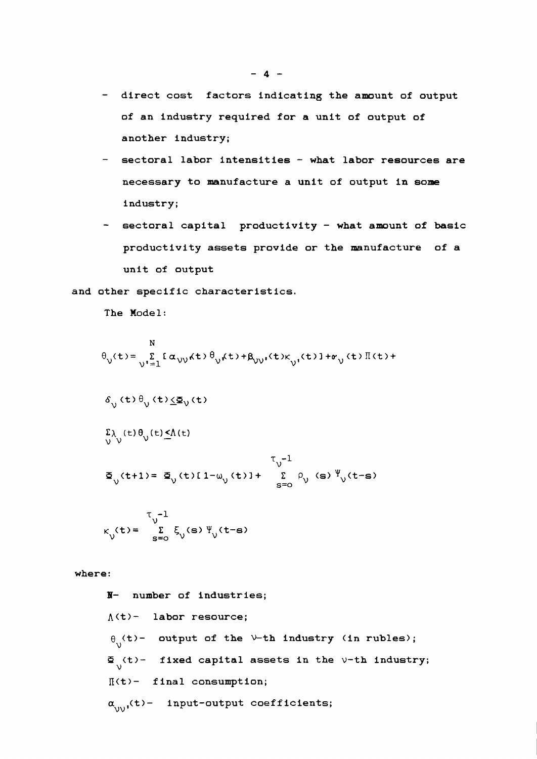- direct cost factors indicating the amount of output of an industry required for a unit of output of another industry;
- sectoral labor intensities - what labor resources are necessary to manufacture a unit of output in some industry;
- sectoral capital productivity - what amount of basic productivity assets provide or the manufacture of a unit of output

and other specific characteristics.

The Model:

$$\theta_\nu(t) = \sum_{\nu'=1}^{N} [\alpha_{\nu\nu'}(t)\,\theta_{\nu'}(t) + \beta_{\nu\nu'}(t)\kappa_{\nu'}(t)] + \sigma_\nu(t)\,\Pi(t) +$$

$$\delta_\nu(t)\,\theta_\nu(t) \leq \Phi_\nu(t)$$

$$\sum_\nu \lambda_\nu(t)\,\theta_\nu(t) \leq \Lambda(t)$$

$$\Phi_\nu(t+1) = \Phi_\nu(t)[1-\omega_\nu(t)] + \sum_{s=0}^{\tau_\nu-1} \rho_\nu(s)\,\Psi_\nu(t-s)$$

$$\kappa_\nu(t) = \sum_{s=0}^{\tau_\nu-1} \xi_\nu(s)\,\Psi_\nu(t-s)$$

where:

$N$- number of industries;

$\Lambda(t)$- labor resource;

$\theta_\nu(t)$- output of the $\nu$-th industry (in rubles);

$\Phi_\nu(t)$- fixed capital assets in the $\nu$-th industry;

$\Pi(t)$- final consumption;

$\alpha_{\nu\nu'}(t)$- input-output coefficients;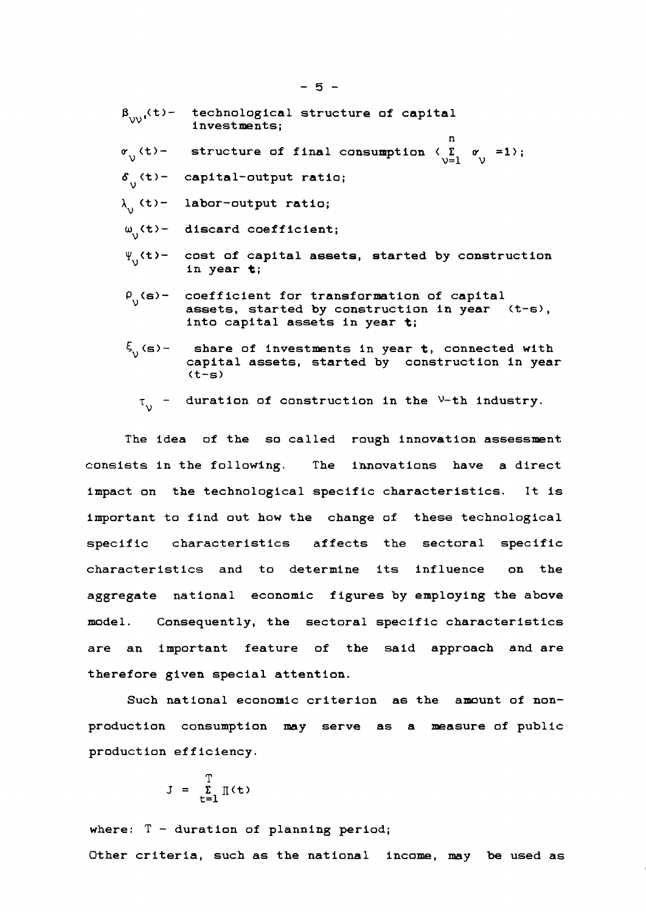$\beta_{\nu\nu'}(t)$ - technological structure of capital investments;

$\sigma_{\nu}(t)$ - structure of final consumption ( $\sum_{\nu=1}^{n} \sigma_{\nu} = 1$ );

$\delta_{\nu}(t)$ - capital-output ratio;

$\lambda_{\nu}(t)$ - labor-output ratio;

$\omega_{\nu}(t)$ - discard coefficient;

$\Psi_{\nu}(t)$ - cost of capital assets, started by construction in year **t**;

$\rho_{\nu}(s)$ - coefficient for transformation of capital assets, started by construction in year $(t-s)$, into capital assets in year **t**;

$\xi_{\nu}(s)$ - share of investments in year **t**, connected with capital assets, started by construction in year $(t-s)$

$\tau_{\nu}$ - duration of construction in the $\nu$-th industry.

The idea of the so called rough innovation assessment consists in the following. The innovations have a direct impact on the technological specific characteristics. It is important to find out how the change of these technological specific characteristics affects the sectoral specific characteristics and to determine its influence on the aggregate national economic figures by employing the above model. Consequently, the sectoral specific characteristics are an important feature of the said approach and are therefore given special attention.

Such national economic criterion as the amount of non-production consumption may serve as a measure of public production efficiency.

$$J = \sum_{t=1}^{T} \Pi(t)$$

where: $T$ - duration of planning period;

Other criteria, such as the national income, may be used as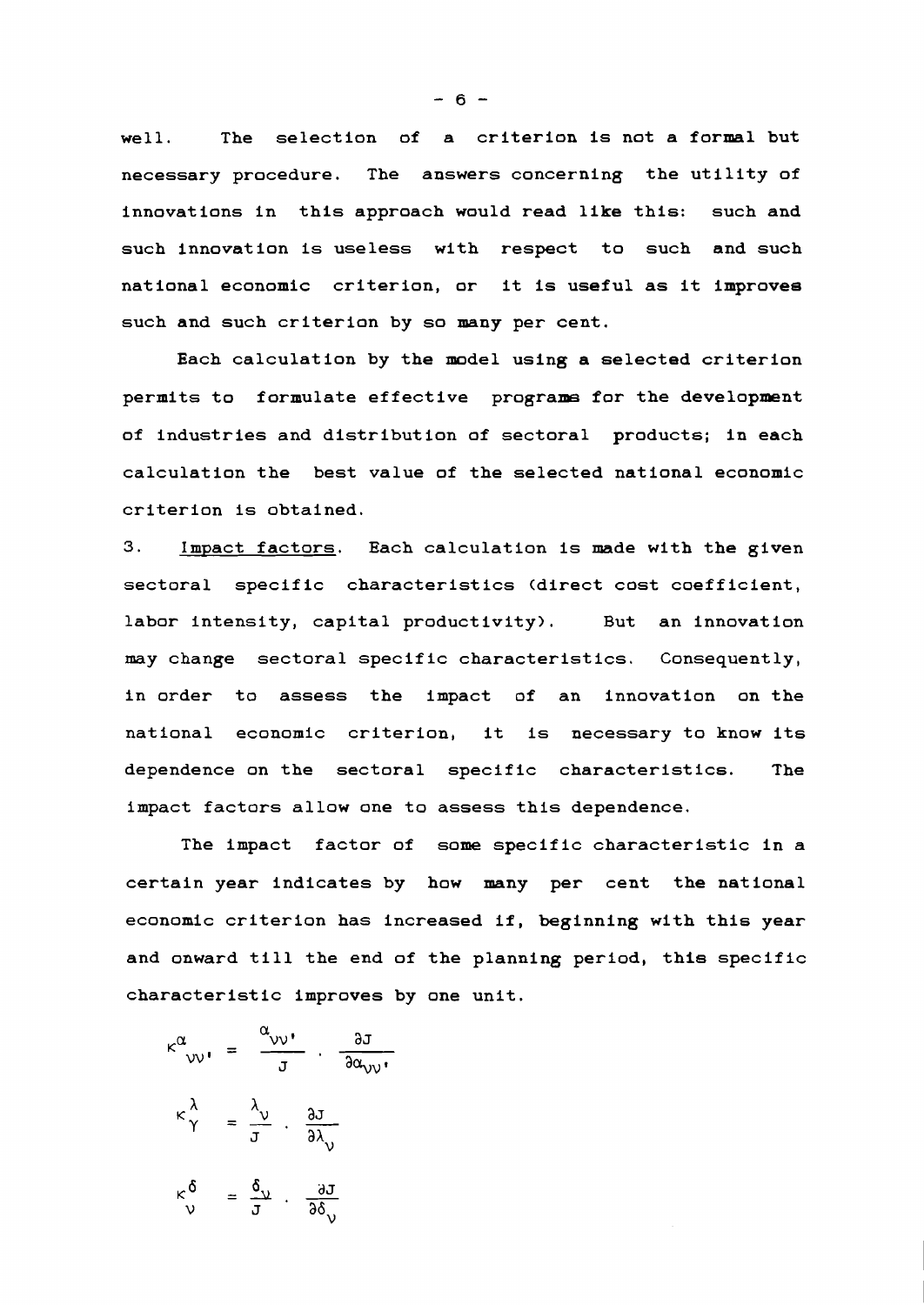well. The selection of a criterion is not a formal but necessary procedure. The answers concerning the utility of innovations in this approach would read like this: such and such innovation is useless with respect to such and such national economic criterion, or it is useful as it improves such and such criterion by so many per cent.

Each calculation by the model using a selected criterion permits to formulate effective programs for the development of industries and distribution of sectoral products; in each calculation the best value of the selected national economic criterion is obtained.

3. <u>Impact factors</u>. Each calculation is made with the given sectoral specific characteristics (direct cost coefficient, labor intensity, capital productivity). But an innovation may change sectoral specific characteristics. Consequently, in order to assess the impact of an innovation on the national economic criterion, it is necessary to know its dependence on the sectoral specific characteristics. The impact factors allow one to assess this dependence.

The impact factor of some specific characteristic in a certain year indicates by how many per cent the national economic criterion has increased if, beginning with this year and onward till the end of the planning period, this specific characteristic improves by one unit.

$$\kappa^{\alpha}_{\nu\nu'} = \frac{\alpha_{\nu\nu'}}{J} \cdot \frac{\partial J}{\partial \alpha_{\nu\nu'}}$$

$$\kappa^{\lambda}_{\gamma} = \frac{\lambda_{\nu}}{J} \cdot \frac{\partial J}{\partial \lambda_{\nu}}$$

$$\kappa^{\delta}_{\nu} = \frac{\delta_{\nu}}{J} \cdot \frac{\partial J}{\partial \delta_{\nu}}$$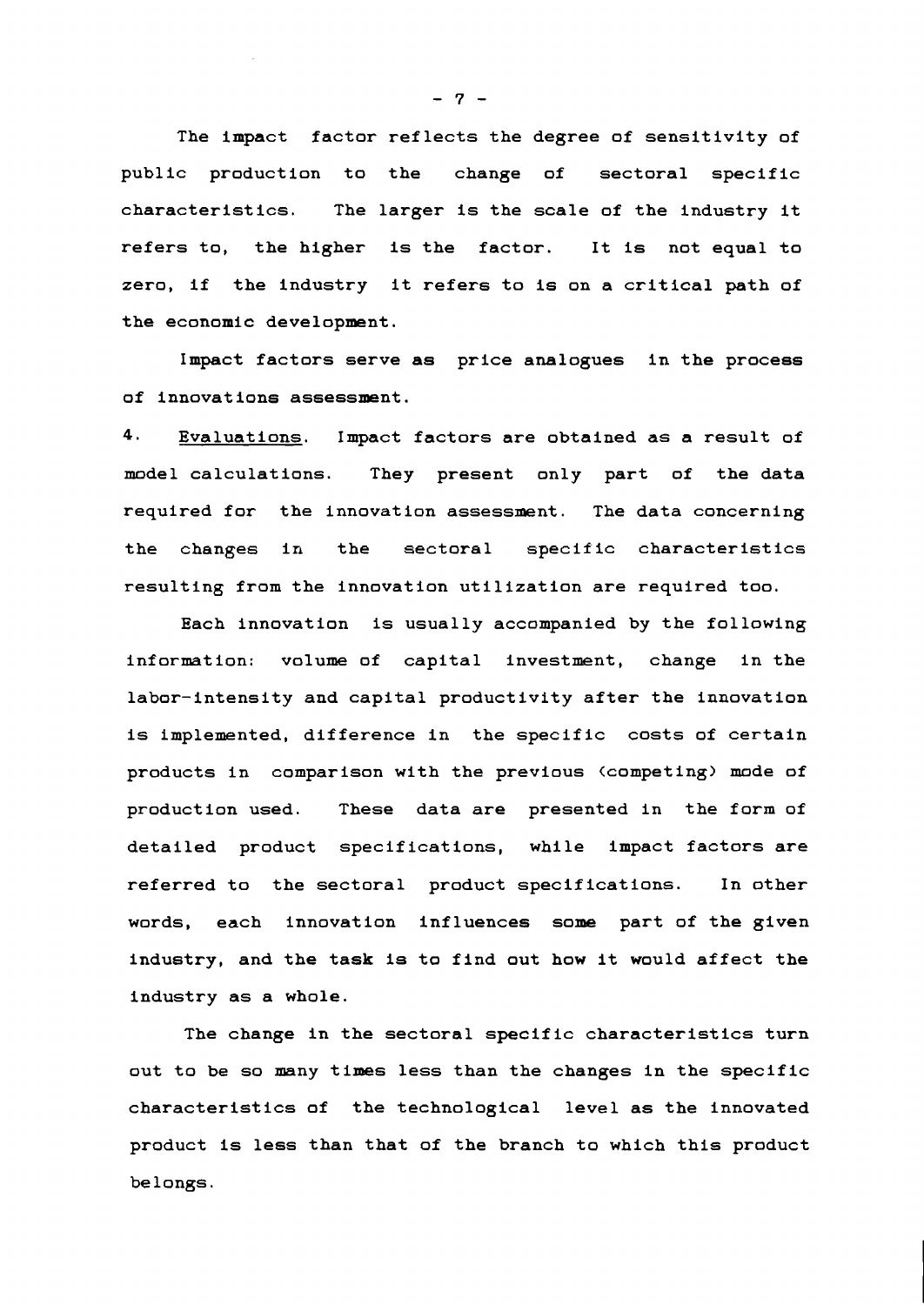The impact factor reflects the degree of sensitivity of public production to the change of sectoral specific characteristics. The larger is the scale of the industry it refers to, the higher is the factor. It is not equal to zero, if the industry it refers to is on a critical path of the economic development.

Impact factors serve as price analogues in the process of innovations assessment.

4. Evaluations. Impact factors are obtained as a result of model calculations. They present only part of the data required for the innovation assessment. The data concerning the changes in the sectoral specific characteristics resulting from the innovation utilization are required too.

Each innovation is usually accompanied by the following information: volume of capital investment, change in the labor-intensity and capital productivity after the innovation is implemented, difference in the specific costs of certain products in comparison with the previous (competing) mode of production used. These data are presented in the form of detailed product specifications, while impact factors are referred to the sectoral product specifications. In other words, each innovation influences some part of the given industry, and the task is to find out how it would affect the industry as a whole.

The change in the sectoral specific characteristics turn out to be so many times less than the changes in the specific characteristics of the technological level as the innovated product is less than that of the branch to which this product belongs.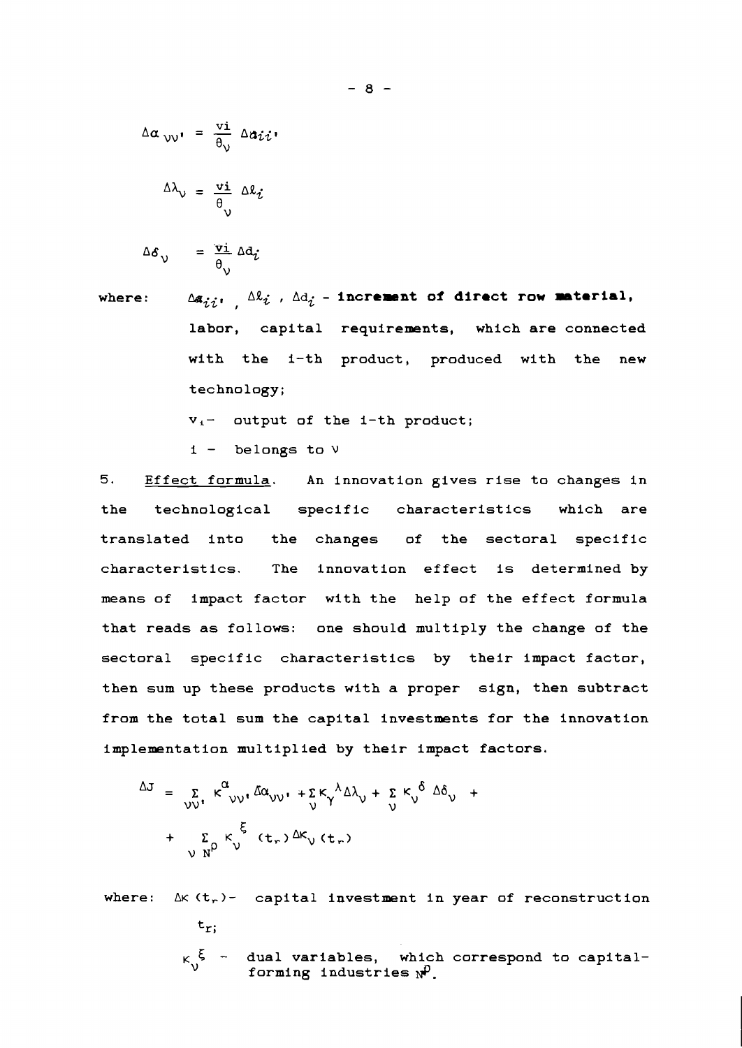$$\Delta\alpha_{\nu\nu'} = \frac{v_i}{\theta_\nu} \Delta a_{ii'}$$

$$\Delta\lambda_\nu = \frac{v_i}{\theta_\nu} \Delta\ell_i$$

$$\Delta\delta_\nu = \frac{v_i}{\theta_\nu} \Delta d_i$$

where: $\Delta a_{ii'}$, $\Delta\ell_i$, $\Delta d_i$ - **increment of direct row material,** labor, capital requirements, which are connected with the i-th product, produced with the new technology;

$v_i$ - output of the i-th product;

i - belongs to $\nu$

5. Effect formula. An innovation gives rise to changes in the technological specific characteristics which are translated into the changes of the sectoral specific characteristics. The innovation effect is determined by means of impact factor with the help of the effect formula that reads as follows: one should multiply the change of the sectoral specific characteristics by their impact factor, then sum up these products with a proper sign, then subtract from the total sum the capital investments for the innovation implementation multiplied by their impact factors.

$$\Delta J = \sum_{\nu\nu'} \kappa^{\alpha}_{\nu\nu'} \Delta\alpha_{\nu\nu'} + \sum_{\nu} \kappa_\gamma^{\lambda} \Delta\lambda_\nu + \sum_{\nu} \kappa_\nu^{\delta} \Delta\delta_\nu + \sum_{\nu\, N^\rho} \kappa_\nu^{\xi} (t_r) \Delta\kappa_\nu (t_r)$$

where: $\Delta\kappa (t_r)$ - capital investment in year of reconstruction $t_r$;

$\kappa_\nu^{\xi}$ - dual variables, which correspond to capital-forming industries $N^\rho$.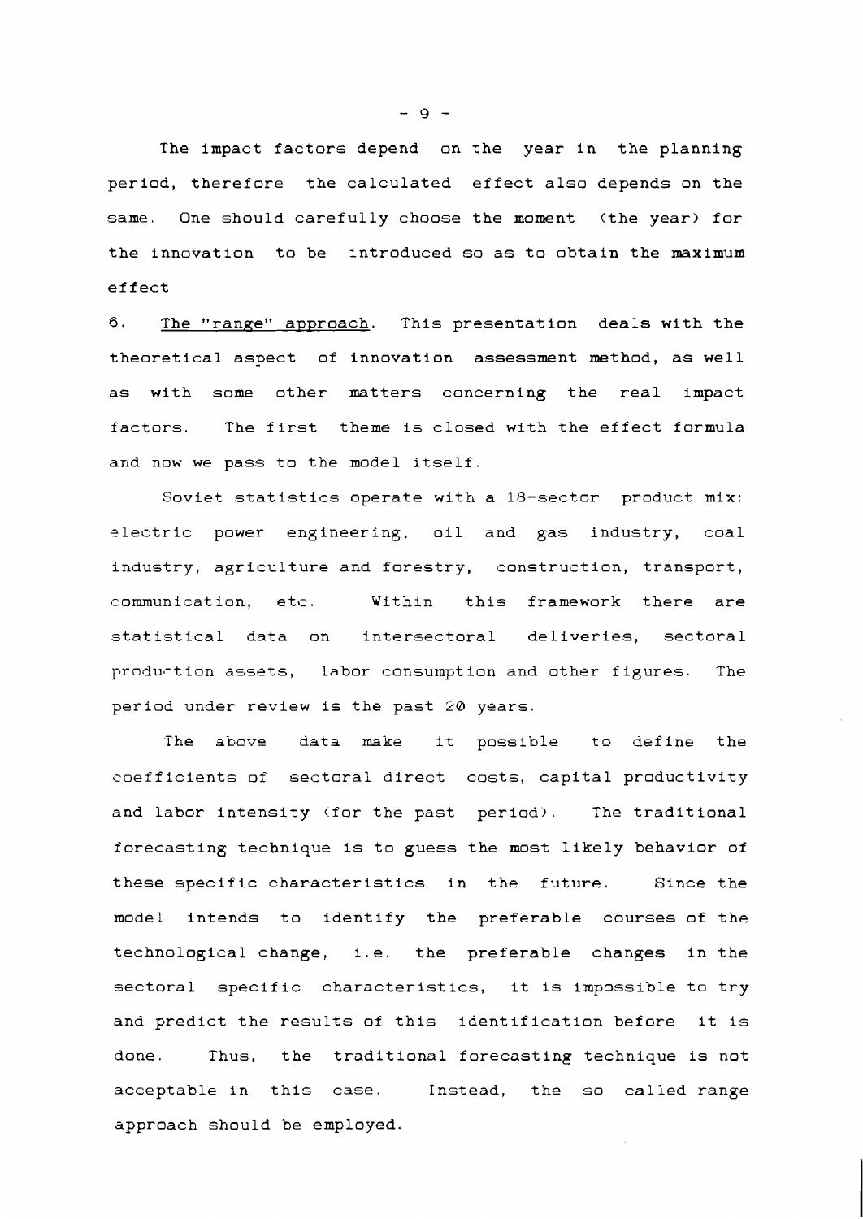The impact factors depend on the year in the planning period, therefore the calculated effect also depends on the same. One should carefully choose the moment (the year) for the innovation to be introduced so as to obtain the maximum effect

6. The "range" approach. This presentation deals with the theoretical aspect of innovation assessment method, as well as with some other matters concerning the real impact factors. The first theme is closed with the effect formula and now we pass to the model itself.

Soviet statistics operate with a 18-sector product mix: electric power engineering, oil and gas industry, coal industry, agriculture and forestry, construction, transport, communication, etc. Within this framework there are statistical data on intersectoral deliveries, sectoral production assets, labor consumption and other figures. The period under review is the past 20 years.

The above data make it possible to define the coefficients of sectoral direct costs, capital productivity and labor intensity (for the past period). The traditional forecasting technique is to guess the most likely behavior of these specific characteristics in the future. Since the model intends to identify the preferable courses of the technological change, i.e. the preferable changes in the sectoral specific characteristics, it is impossible to try and predict the results of this identification before it is done. Thus, the traditional forecasting technique is not acceptable in this case. Instead, the so called range approach should be employed.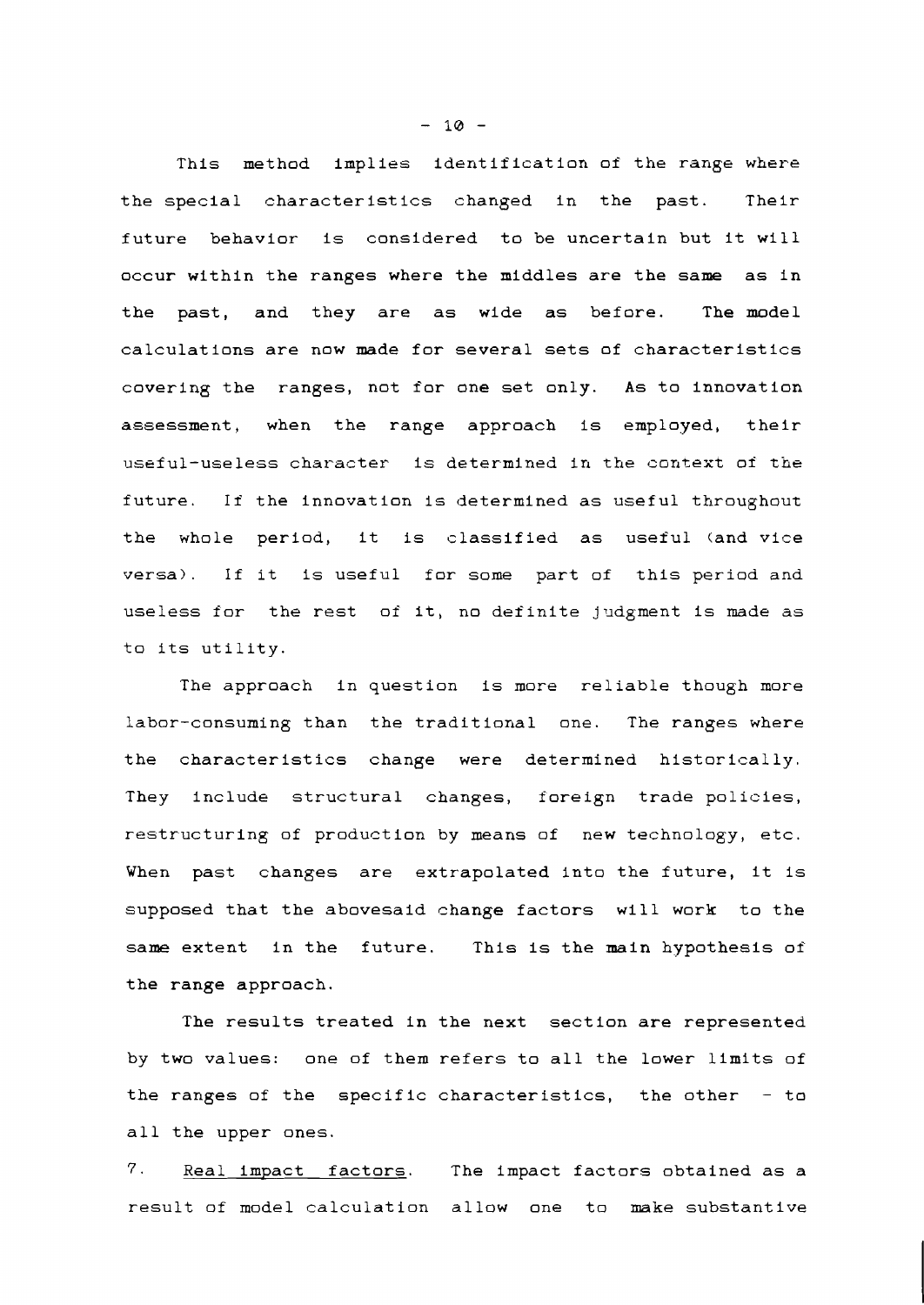This method implies identification of the range where the special characteristics changed in the past. Their future behavior is considered to be uncertain but it will occur within the ranges where the middles are the same as in the past, and they are as wide as before. The model calculations are now made for several sets of characteristics covering the ranges, not for one set only. As to innovation assessment, when the range approach is employed, their useful-useless character is determined in the context of the future. If the innovation is determined as useful throughout the whole period, it is classified as useful (and vice versa). If it is useful for some part of this period and useless for the rest of it, no definite judgment is made as to its utility.

The approach in question is more reliable though more labor-consuming than the traditional one. The ranges where the characteristics change were determined historically. They include structural changes, foreign trade policies, restructuring of production by means of new technology, etc. When past changes are extrapolated into the future, it is supposed that the abovesaid change factors will work to the same extent in the future. This is the main hypothesis of the range approach.

The results treated in the next section are represented by two values: one of them refers to all the lower limits of the ranges of the specific characteristics, the other - to all the upper ones.

7. <u>Real impact factors</u>. The impact factors obtained as a result of model calculation allow one to make substantive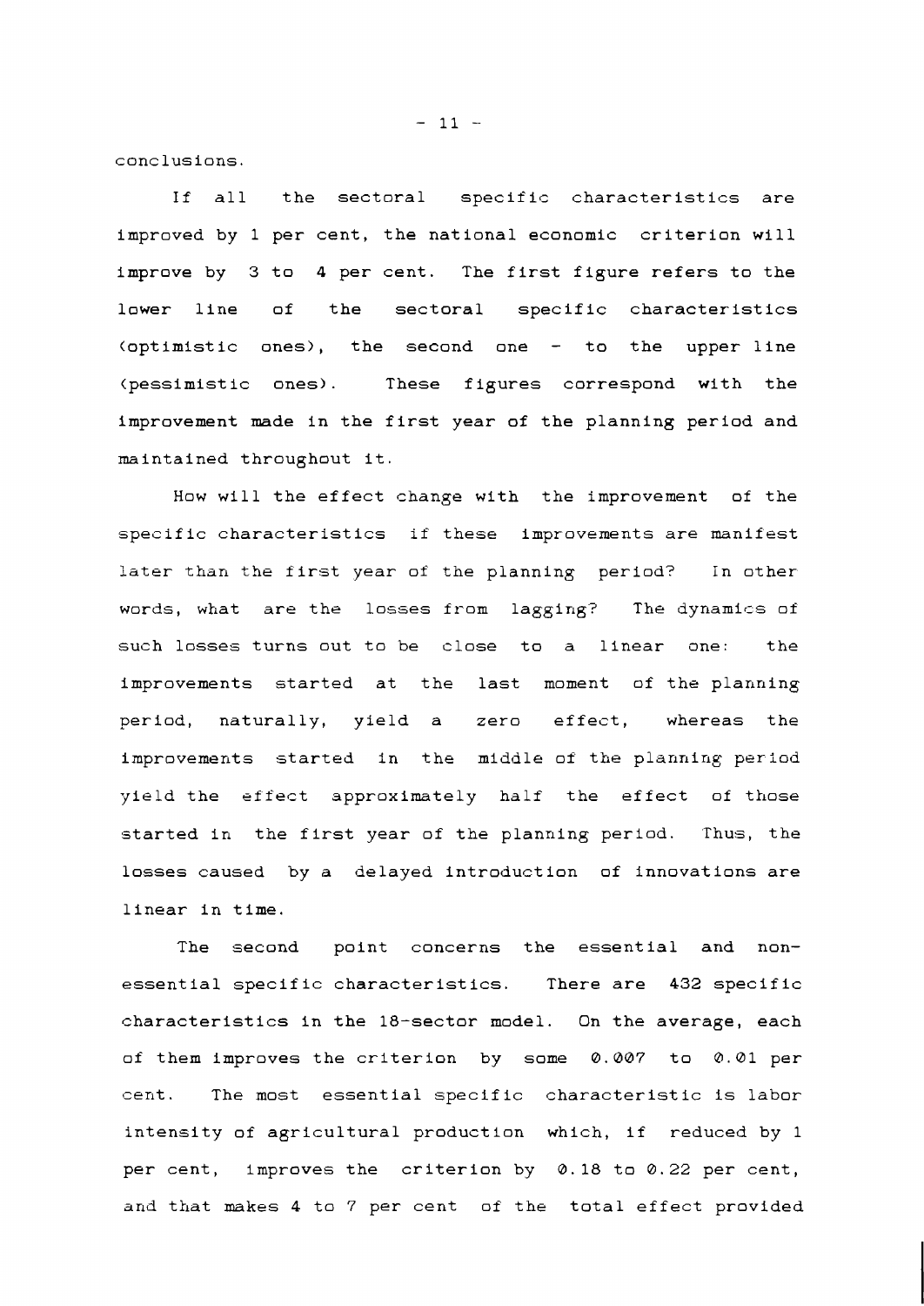conclusions.

If all the sectoral specific characteristics are improved by 1 per cent, the national economic criterion will improve by 3 to 4 per cent. The first figure refers to the lower line of the sectoral specific characteristics (optimistic ones), the second one - to the upper line (pessimistic ones). These figures correspond with the improvement made in the first year of the planning period and maintained throughout it.

How will the effect change with the improvement of the specific characteristics if these improvements are manifest later than the first year of the planning period? In other words, what are the losses from lagging? The dynamics of such losses turns out to be close to a linear one: the improvements started at the last moment of the planning period, naturally, yield a zero effect, whereas the improvements started in the middle of the planning period yield the effect approximately half the effect of those started in the first year of the planning period. Thus, the losses caused by a delayed introduction of innovations are linear in time.

The second point concerns the essential and non-essential specific characteristics. There are 432 specific characteristics in the 18-sector model. On the average, each of them improves the criterion by some 0.007 to 0.01 per cent. The most essential specific characteristic is labor intensity of agricultural production which, if reduced by 1 per cent, improves the criterion by 0.18 to 0.22 per cent, and that makes 4 to 7 per cent of the total effect provided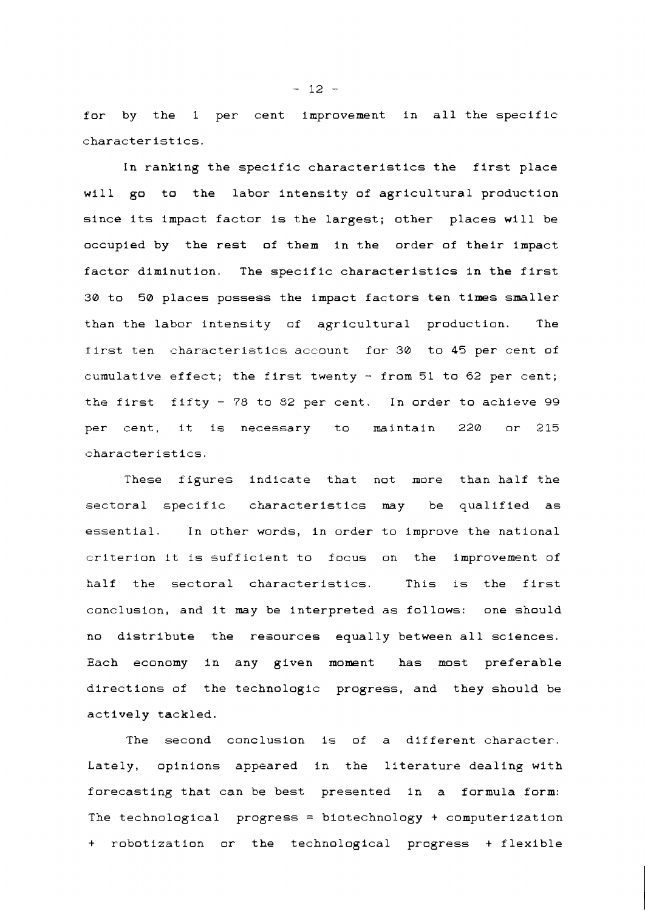for by the 1 per cent improvement in all the specific characteristics.

In ranking the specific characteristics the first place will go to the labor intensity of agricultural production since its impact factor is the largest; other places will be occupied by the rest of them in the order of their impact factor diminution. The specific characteristics in the first 30 to 50 places possess the impact factors ten times smaller than the labor intensity of agricultural production. The first ten characteristics account for 30 to 45 per cent of cumulative effect; the first twenty - from 51 to 62 per cent; the first fifty - 78 to 82 per cent. In order to achieve 99 per cent, it is necessary to maintain 220 or 215 characteristics.

These figures indicate that not more than half the sectoral specific characteristics may be qualified as essential. In other words, in order to improve the national criterion it is sufficient to focus on the improvement of half the sectoral characteristics. This is the first conclusion, and it may be interpreted as follows: one should no distribute the resources equally between all sciences. Each economy in any given moment has most preferable directions of the technologic progress, and they should be actively tackled.

The second conclusion is of a different character. Lately, opinions appeared in the literature dealing with forecasting that can be best presented in a formula form: The technological progress = biotechnology + computerization + robotization or the technological progress + flexible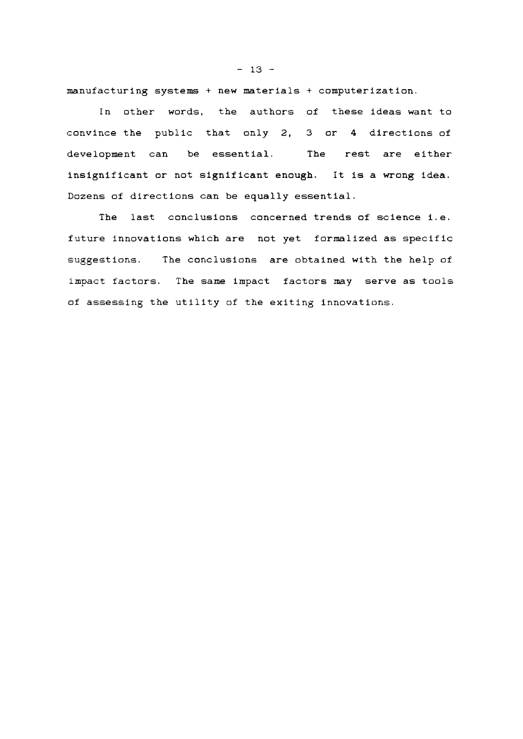manufacturing systems + new materials + computerization.

In other words, the authors of these ideas want to convince the public that only 2, 3 or 4 directions of development can be essential. The rest are either insignificant or not significant enough. It is a wrong idea. Dozens of directions can be equally essential.

The last conclusions concerned trends of science i.e. future innovations which are not yet formalized as specific suggestions. The conclusions are obtained with the help of impact factors. The same impact factors may serve as tools of assessing the utility of the exiting innovations.